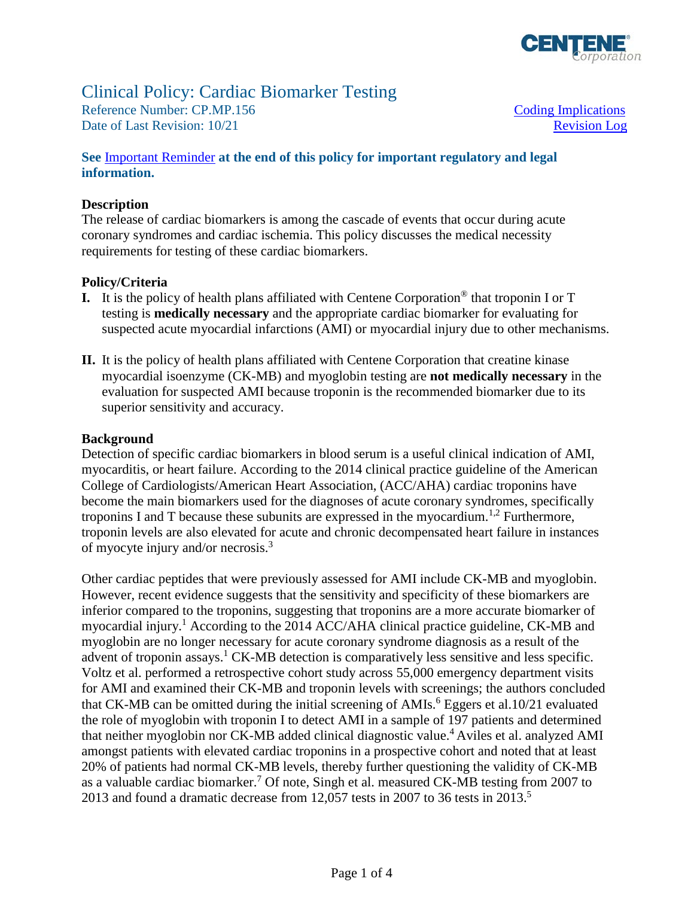# Clinical Policy: Cardiac Biomarker Testing

Reference Number: CP.MP.156
Date of Last Revision: 10/21

Coding Implications
Revision Log

**See Important Reminder at the end of this policy for important regulatory and legal information.**

## Description

The release of cardiac biomarkers is among the cascade of events that occur during acute coronary syndromes and cardiac ischemia. This policy discusses the medical necessity requirements for testing of these cardiac biomarkers.

## Policy/Criteria

**I.** It is the policy of health plans affiliated with Centene Corporation® that troponin I or T testing is **medically necessary** and the appropriate cardiac biomarker for evaluating for suspected acute myocardial infarctions (AMI) or myocardial injury due to other mechanisms.

**II.** It is the policy of health plans affiliated with Centene Corporation that creatine kinase myocardial isoenzyme (CK-MB) and myoglobin testing are **not medically necessary** in the evaluation for suspected AMI because troponin is the recommended biomarker due to its superior sensitivity and accuracy.

## Background

Detection of specific cardiac biomarkers in blood serum is a useful clinical indication of AMI, myocarditis, or heart failure. According to the 2014 clinical practice guideline of the American College of Cardiologists/American Heart Association, (ACC/AHA) cardiac troponins have become the main biomarkers used for the diagnoses of acute coronary syndromes, specifically troponins I and T because these subunits are expressed in the myocardium.[1,2] Furthermore, troponin levels are also elevated for acute and chronic decompensated heart failure in instances of myocyte injury and/or necrosis.[3]

Other cardiac peptides that were previously assessed for AMI include CK-MB and myoglobin. However, recent evidence suggests that the sensitivity and specificity of these biomarkers are inferior compared to the troponins, suggesting that troponins are a more accurate biomarker of myocardial injury.[1] According to the 2014 ACC/AHA clinical practice guideline, CK-MB and myoglobin are no longer necessary for acute coronary syndrome diagnosis as a result of the advent of troponin assays.[1] CK-MB detection is comparatively less sensitive and less specific. Voltz et al. performed a retrospective cohort study across 55,000 emergency department visits for AMI and examined their CK-MB and troponin levels with screenings; the authors concluded that CK-MB can be omitted during the initial screening of AMIs.[6] Eggers et al.10/21 evaluated the role of myoglobin with troponin I to detect AMI in a sample of 197 patients and determined that neither myoglobin nor CK-MB added clinical diagnostic value.[4] Aviles et al. analyzed AMI amongst patients with elevated cardiac troponins in a prospective cohort and noted that at least 20% of patients had normal CK-MB levels, thereby further questioning the validity of CK-MB as a valuable cardiac biomarker.[7] Of note, Singh et al. measured CK-MB testing from 2007 to 2013 and found a dramatic decrease from 12,057 tests in 2007 to 36 tests in 2013.[5]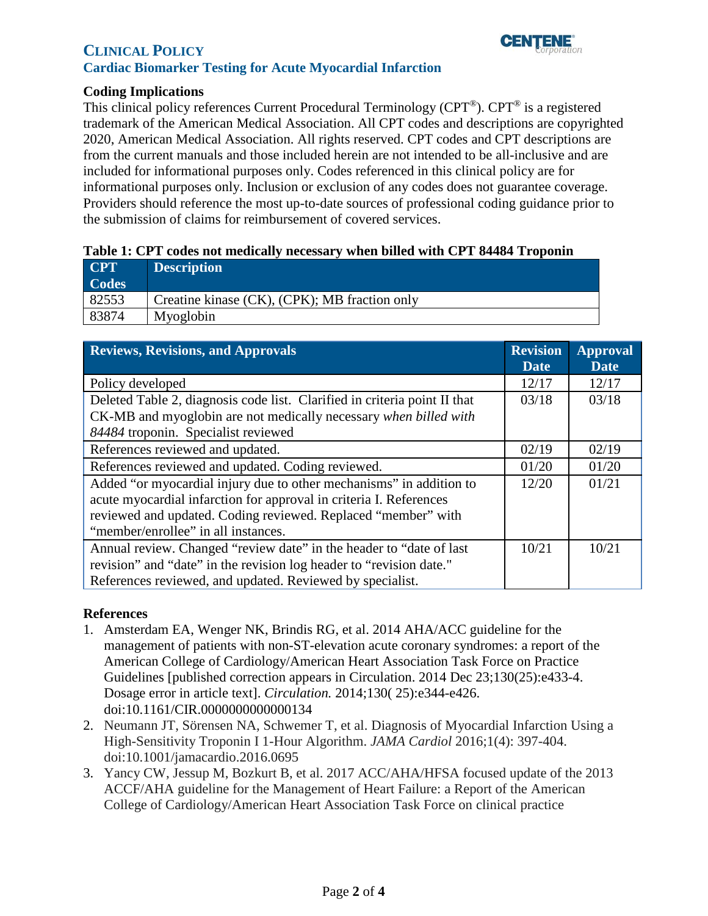### Coding Implications

This clinical policy references Current Procedural Terminology (CPT®). CPT® is a registered trademark of the American Medical Association. All CPT codes and descriptions are copyrighted 2020, American Medical Association. All rights reserved. CPT codes and CPT descriptions are from the current manuals and those included herein are not intended to be all-inclusive and are included for informational purposes only. Codes referenced in this clinical policy are for informational purposes only. Inclusion or exclusion of any codes does not guarantee coverage. Providers should reference the most up-to-date sources of professional coding guidance prior to the submission of claims for reimbursement of covered services.

**Table 1: CPT codes not medically necessary when billed with CPT 84484 Troponin**

| CPT Codes | Description |
|---|---|
| 82553 | Creatine kinase (CK), (CPK); MB fraction only |
| 83874 | Myoglobin |

| Reviews, Revisions, and Approvals | Revision Date | Approval Date |
|---|---|---|
| Policy developed | 12/17 | 12/17 |
| Deleted Table 2, diagnosis code list. Clarified in criteria point II that CK-MB and myoglobin are not medically necessary *when billed with 84484* troponin. Specialist reviewed | 03/18 | 03/18 |
| References reviewed and updated. | 02/19 | 02/19 |
| References reviewed and updated. Coding reviewed. | 01/20 | 01/20 |
| Added "or myocardial injury due to other mechanisms" in addition to acute myocardial infarction for approval in criteria I. References reviewed and updated. Coding reviewed. Replaced "member" with "member/enrollee" in all instances. | 12/20 | 01/21 |
| Annual review. Changed "review date" in the header to "date of last revision" and "date" in the revision log header to "revision date." References reviewed, and updated. Reviewed by specialist. | 10/21 | 10/21 |

### References

1. Amsterdam EA, Wenger NK, Brindis RG, et al. 2014 AHA/ACC guideline for the management of patients with non-ST-elevation acute coronary syndromes: a report of the American College of Cardiology/American Heart Association Task Force on Practice Guidelines [published correction appears in Circulation. 2014 Dec 23;130(25):e433-4. Dosage error in article text]. *Circulation.* 2014;130( 25):e344-e426. doi:10.1161/CIR.0000000000000134
2. Neumann JT, Sörensen NA, Schwemer T, et al. Diagnosis of Myocardial Infarction Using a High-Sensitivity Troponin I 1-Hour Algorithm. *JAMA Cardiol* 2016;1(4): 397-404. doi:10.1001/jamacardio.2016.0695
3. Yancy CW, Jessup M, Bozkurt B, et al. 2017 ACC/AHA/HFSA focused update of the 2013 ACCF/AHA guideline for the Management of Heart Failure: a Report of the American College of Cardiology/American Heart Association Task Force on clinical practice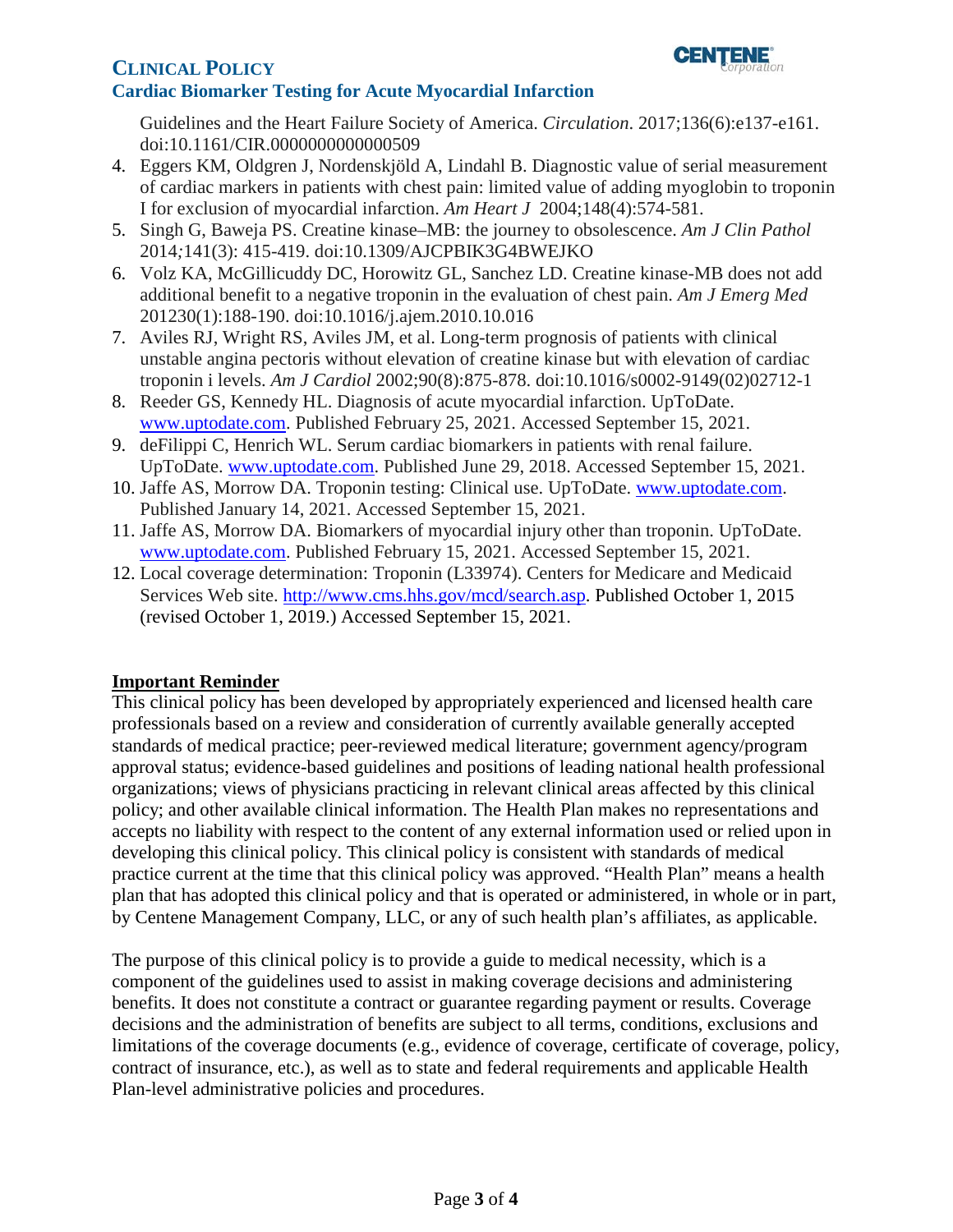Guidelines and the Heart Failure Society of America. *Circulation*. 2017;136(6):e137-e161. doi:10.1161/CIR.0000000000000509

4. Eggers KM, Oldgren J, Nordenskjöld A, Lindahl B. Diagnostic value of serial measurement of cardiac markers in patients with chest pain: limited value of adding myoglobin to troponin I for exclusion of myocardial infarction. *Am Heart J* 2004;148(4):574-581.
5. Singh G, Baweja PS. Creatine kinase–MB: the journey to obsolescence. *Am J Clin Pathol* 2014;141(3): 415-419. doi:10.1309/AJCPBIK3G4BWEJKO
6. Volz KA, McGillicuddy DC, Horowitz GL, Sanchez LD. Creatine kinase-MB does not add additional benefit to a negative troponin in the evaluation of chest pain. *Am J Emerg Med* 201230(1):188-190. doi:10.1016/j.ajem.2010.10.016
7. Aviles RJ, Wright RS, Aviles JM, et al. Long-term prognosis of patients with clinical unstable angina pectoris without elevation of creatine kinase but with elevation of cardiac troponin i levels. *Am J Cardiol* 2002;90(8):875-878. doi:10.1016/s0002-9149(02)02712-1
8. Reeder GS, Kennedy HL. Diagnosis of acute myocardial infarction. UpToDate. www.uptodate.com. Published February 25, 2021. Accessed September 15, 2021.
9. deFilippi C, Henrich WL. Serum cardiac biomarkers in patients with renal failure. UpToDate. www.uptodate.com. Published June 29, 2018. Accessed September 15, 2021.
10. Jaffe AS, Morrow DA. Troponin testing: Clinical use. UpToDate. www.uptodate.com. Published January 14, 2021. Accessed September 15, 2021.
11. Jaffe AS, Morrow DA. Biomarkers of myocardial injury other than troponin. UpToDate. www.uptodate.com. Published February 15, 2021. Accessed September 15, 2021.
12. Local coverage determination: Troponin (L33974). Centers for Medicare and Medicaid Services Web site. http://www.cms.hhs.gov/mcd/search.asp. Published October 1, 2015 (revised October 1, 2019.) Accessed September 15, 2021.

## Important Reminder

This clinical policy has been developed by appropriately experienced and licensed health care professionals based on a review and consideration of currently available generally accepted standards of medical practice; peer-reviewed medical literature; government agency/program approval status; evidence-based guidelines and positions of leading national health professional organizations; views of physicians practicing in relevant clinical areas affected by this clinical policy; and other available clinical information. The Health Plan makes no representations and accepts no liability with respect to the content of any external information used or relied upon in developing this clinical policy. This clinical policy is consistent with standards of medical practice current at the time that this clinical policy was approved. "Health Plan" means a health plan that has adopted this clinical policy and that is operated or administered, in whole or in part, by Centene Management Company, LLC, or any of such health plan's affiliates, as applicable.

The purpose of this clinical policy is to provide a guide to medical necessity, which is a component of the guidelines used to assist in making coverage decisions and administering benefits. It does not constitute a contract or guarantee regarding payment or results. Coverage decisions and the administration of benefits are subject to all terms, conditions, exclusions and limitations of the coverage documents (e.g., evidence of coverage, certificate of coverage, policy, contract of insurance, etc.), as well as to state and federal requirements and applicable Health Plan-level administrative policies and procedures.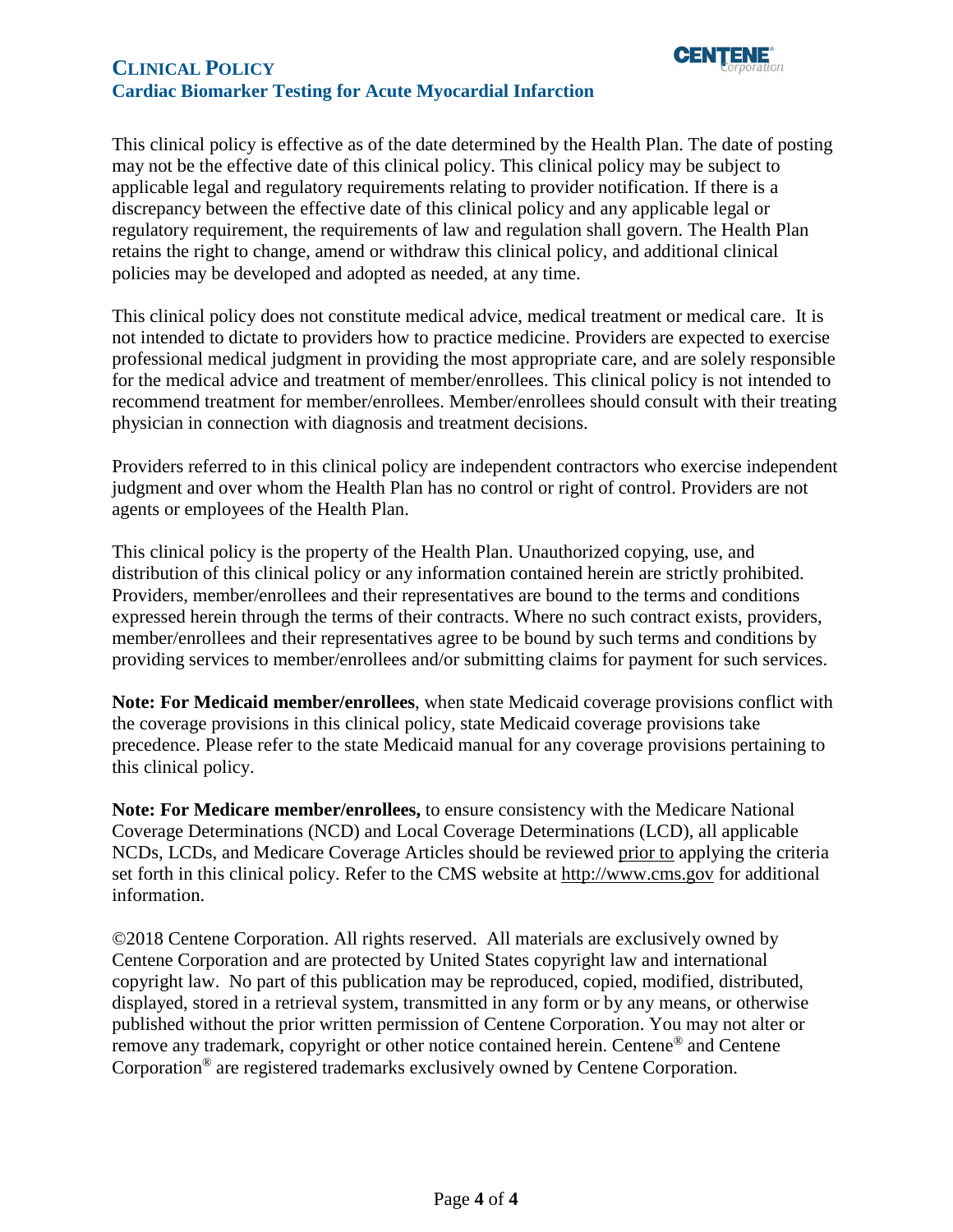This clinical policy is effective as of the date determined by the Health Plan. The date of posting may not be the effective date of this clinical policy. This clinical policy may be subject to applicable legal and regulatory requirements relating to provider notification. If there is a discrepancy between the effective date of this clinical policy and any applicable legal or regulatory requirement, the requirements of law and regulation shall govern. The Health Plan retains the right to change, amend or withdraw this clinical policy, and additional clinical policies may be developed and adopted as needed, at any time.

This clinical policy does not constitute medical advice, medical treatment or medical care. It is not intended to dictate to providers how to practice medicine. Providers are expected to exercise professional medical judgment in providing the most appropriate care, and are solely responsible for the medical advice and treatment of member/enrollees. This clinical policy is not intended to recommend treatment for member/enrollees. Member/enrollees should consult with their treating physician in connection with diagnosis and treatment decisions.

Providers referred to in this clinical policy are independent contractors who exercise independent judgment and over whom the Health Plan has no control or right of control. Providers are not agents or employees of the Health Plan.

This clinical policy is the property of the Health Plan. Unauthorized copying, use, and distribution of this clinical policy or any information contained herein are strictly prohibited. Providers, member/enrollees and their representatives are bound to the terms and conditions expressed herein through the terms of their contracts. Where no such contract exists, providers, member/enrollees and their representatives agree to be bound by such terms and conditions by providing services to member/enrollees and/or submitting claims for payment for such services.

**Note: For Medicaid member/enrollees**, when state Medicaid coverage provisions conflict with the coverage provisions in this clinical policy, state Medicaid coverage provisions take precedence. Please refer to the state Medicaid manual for any coverage provisions pertaining to this clinical policy.

**Note: For Medicare member/enrollees,** to ensure consistency with the Medicare National Coverage Determinations (NCD) and Local Coverage Determinations (LCD), all applicable NCDs, LCDs, and Medicare Coverage Articles should be reviewed prior to applying the criteria set forth in this clinical policy. Refer to the CMS website at http://www.cms.gov for additional information.

©2018 Centene Corporation. All rights reserved. All materials are exclusively owned by Centene Corporation and are protected by United States copyright law and international copyright law. No part of this publication may be reproduced, copied, modified, distributed, displayed, stored in a retrieval system, transmitted in any form or by any means, or otherwise published without the prior written permission of Centene Corporation. You may not alter or remove any trademark, copyright or other notice contained herein. Centene® and Centene Corporation® are registered trademarks exclusively owned by Centene Corporation.